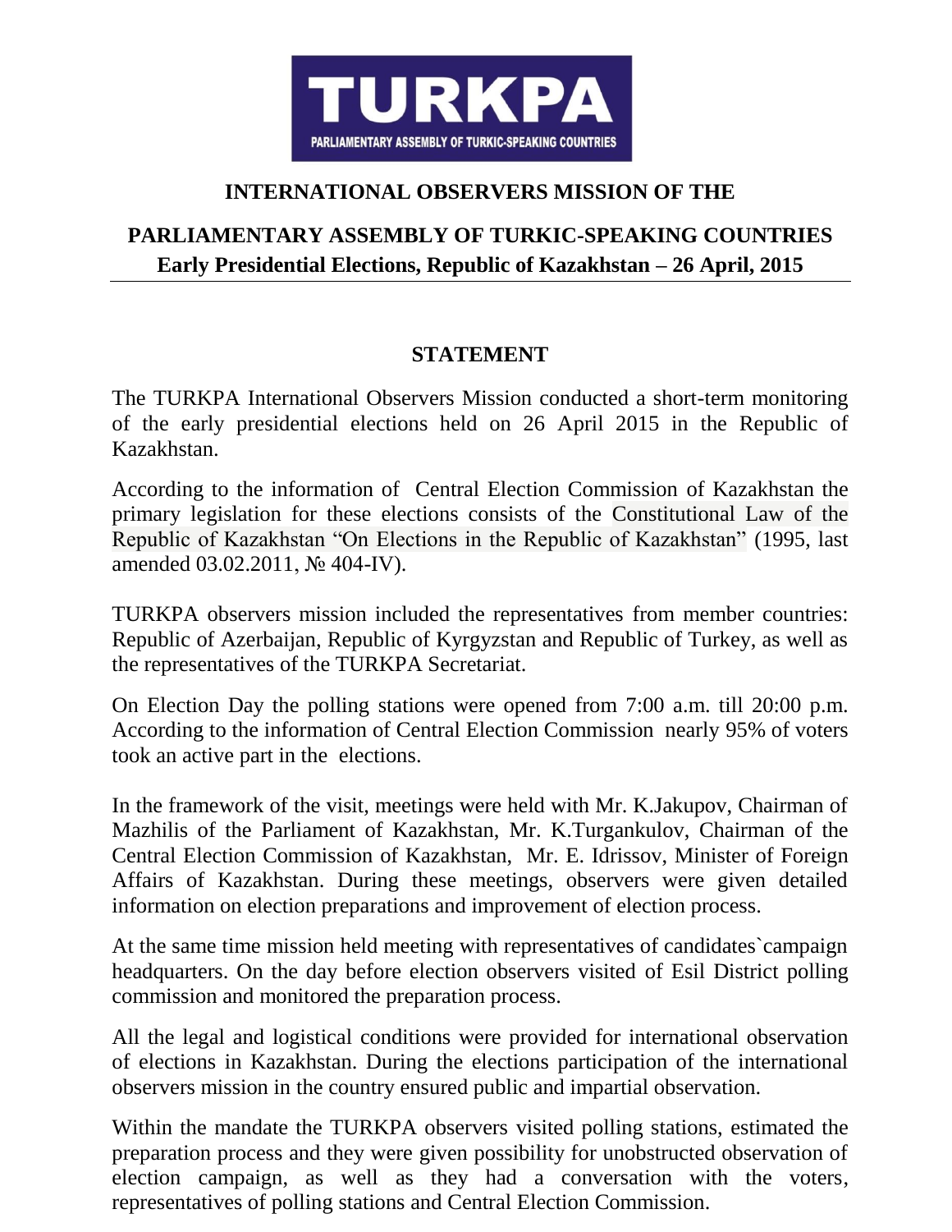**TURKPA**

**PARLIAMENTARY ASSEMBLY OF TURKIC-SPEAKING COUNTRIES**

## INTERNATIONAL OBSERVERS MISSION OF THE

## PARLIAMENTARY ASSEMBLY OF TURKIC-SPEAKING COUNTRIES

**Early Presidential Elections, Republic of Kazakhstan – 26 April, 2015**

---

### STATEMENT

The TURKPA International Observers Mission conducted a short-term monitoring of the early presidential elections held on 26 April 2015 in the Republic of Kazakhstan.

According to the information of Central Election Commission of Kazakhstan the primary legislation for these elections consists of the Constitutional Law of the Republic of Kazakhstan "On Elections in the Republic of Kazakhstan" (1995, last amended 03.02.2011, № 404-IV).

TURKPA observers mission included the representatives from member countries: Republic of Azerbaijan, Republic of Kyrgyzstan and Republic of Turkey, as well as the representatives of the TURKPA Secretariat.

On Election Day the polling stations were opened from 7:00 a.m. till 20:00 p.m. According to the information of Central Election Commission nearly 95% of voters took an active part in the elections.

In the framework of the visit, meetings were held with Mr. K.Jakupov, Chairman of Mazhilis of the Parliament of Kazakhstan, Mr. K.Turgankulov, Chairman of the Central Election Commission of Kazakhstan, Mr. E. Idrissov, Minister of Foreign Affairs of Kazakhstan. During these meetings, observers were given detailed information on election preparations and improvement of election process.

At the same time mission held meeting with representatives of candidates`campaign headquarters. On the day before election observers visited of Esil District polling commission and monitored the preparation process.

All the legal and logistical conditions were provided for international observation of elections in Kazakhstan. During the elections participation of the international observers mission in the country ensured public and impartial observation.

Within the mandate the TURKPA observers visited polling stations, estimated the preparation process and they were given possibility for unobstructed observation of election campaign, as well as they had a conversation with the voters, representatives of polling stations and Central Election Commission.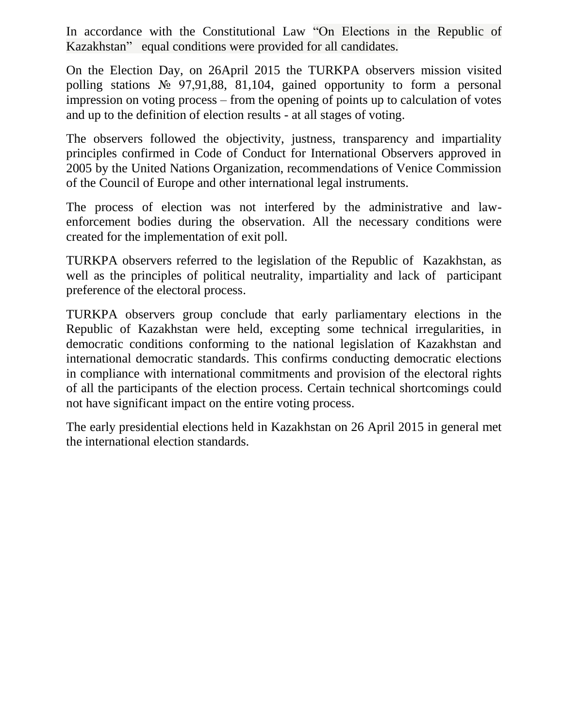In accordance with the Constitutional Law "On Elections in the Republic of Kazakhstan" equal conditions were provided for all candidates.

On the Election Day, on 26April 2015 the TURKPA observers mission visited polling stations № 97,91,88, 81,104, gained opportunity to form a personal impression on voting process – from the opening of points up to calculation of votes and up to the definition of election results - at all stages of voting.

The observers followed the objectivity, justness, transparency and impartiality principles confirmed in Code of Conduct for International Observers approved in 2005 by the United Nations Organization, recommendations of Venice Commission of the Council of Europe and other international legal instruments.

The process of election was not interfered by the administrative and law-enforcement bodies during the observation. All the necessary conditions were created for the implementation of exit poll.

TURKPA observers referred to the legislation of the Republic of Kazakhstan, as well as the principles of political neutrality, impartiality and lack of participant preference of the electoral process.

TURKPA observers group conclude that early parliamentary elections in the Republic of Kazakhstan were held, excepting some technical irregularities, in democratic conditions conforming to the national legislation of Kazakhstan and international democratic standards. This confirms conducting democratic elections in compliance with international commitments and provision of the electoral rights of all the participants of the election process. Certain technical shortcomings could not have significant impact on the entire voting process.

The early presidential elections held in Kazakhstan on 26 April 2015 in general met the international election standards.